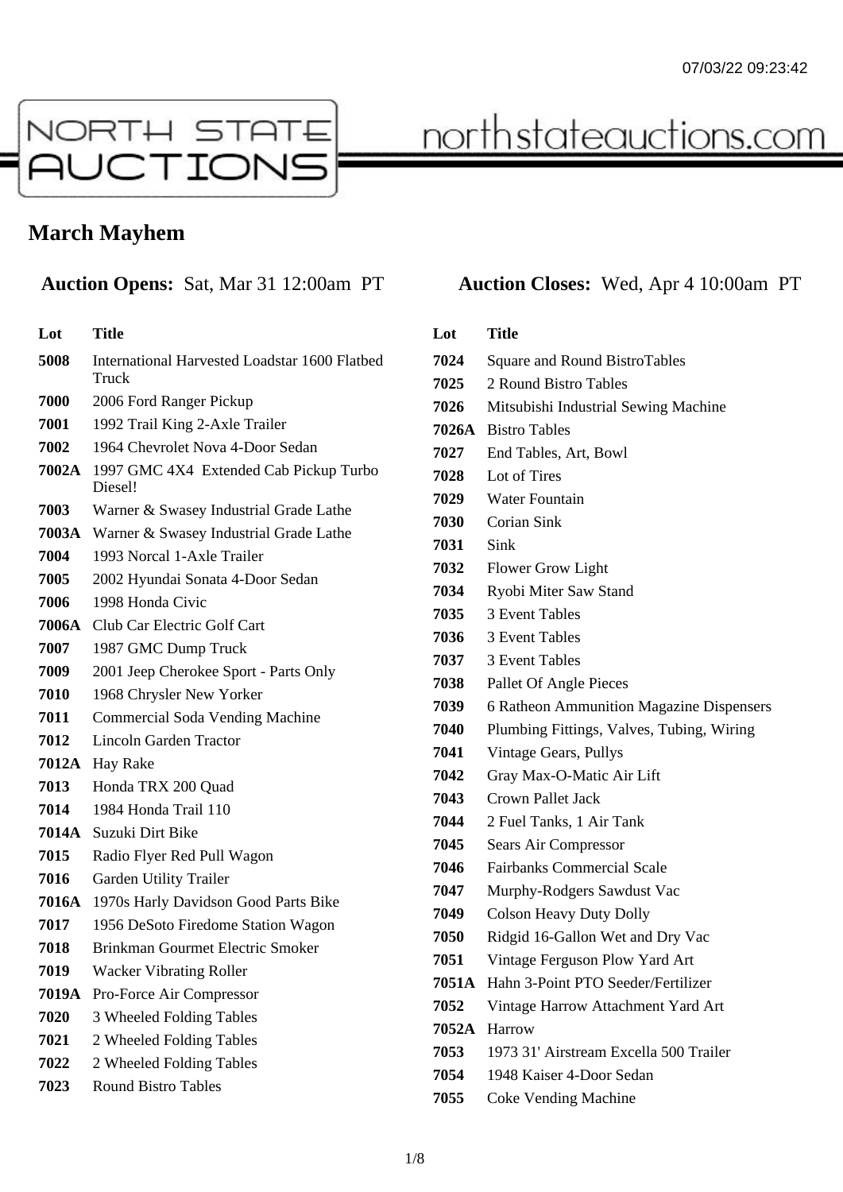# March Mayhem

**Auction Opens:** Sat, Mar 31 12:00am PT

**Auction Closes:** Wed, Apr 4 10:00am PT

| Lot | Title |
| --- | --- |
| 5008 | International Harvested Loadstar 1600 Flatbed Truck |
| 7000 | 2006 Ford Ranger Pickup |
| 7001 | 1992 Trail King 2-Axle Trailer |
| 7002 | 1964 Chevrolet Nova 4-Door Sedan |
| 7002A | 1997 GMC 4X4 Extended Cab Pickup Turbo Diesel! |
| 7003 | Warner & Swasey Industrial Grade Lathe |
| 7003A | Warner & Swasey Industrial Grade Lathe |
| 7004 | 1993 Norcal 1-Axle Trailer |
| 7005 | 2002 Hyundai Sonata 4-Door Sedan |
| 7006 | 1998 Honda Civic |
| 7006A | Club Car Electric Golf Cart |
| 7007 | 1987 GMC Dump Truck |
| 7009 | 2001 Jeep Cherokee Sport - Parts Only |
| 7010 | 1968 Chrysler New Yorker |
| 7011 | Commercial Soda Vending Machine |
| 7012 | Lincoln Garden Tractor |
| 7012A | Hay Rake |
| 7013 | Honda TRX 200 Quad |
| 7014 | 1984 Honda Trail 110 |
| 7014A | Suzuki Dirt Bike |
| 7015 | Radio Flyer Red Pull Wagon |
| 7016 | Garden Utility Trailer |
| 7016A | 1970s Harly Davidson Good Parts Bike |
| 7017 | 1956 DeSoto Firedome Station Wagon |
| 7018 | Brinkman Gourmet Electric Smoker |
| 7019 | Wacker Vibrating Roller |
| 7019A | Pro-Force Air Compressor |
| 7020 | 3 Wheeled Folding Tables |
| 7021 | 2 Wheeled Folding Tables |
| 7022 | 2 Wheeled Folding Tables |
| 7023 | Round Bistro Tables |
| 7024 | Square and Round BistroTables |
| 7025 | 2 Round Bistro Tables |
| 7026 | Mitsubishi Industrial Sewing Machine |
| 7026A | Bistro Tables |
| 7027 | End Tables, Art, Bowl |
| 7028 | Lot of Tires |
| 7029 | Water Fountain |
| 7030 | Corian Sink |
| 7031 | Sink |
| 7032 | Flower Grow Light |
| 7034 | Ryobi Miter Saw Stand |
| 7035 | 3 Event Tables |
| 7036 | 3 Event Tables |
| 7037 | 3 Event Tables |
| 7038 | Pallet Of Angle Pieces |
| 7039 | 6 Ratheon Ammunition Magazine Dispensers |
| 7040 | Plumbing Fittings, Valves, Tubing, Wiring |
| 7041 | Vintage Gears, Pullys |
| 7042 | Gray Max-O-Matic Air Lift |
| 7043 | Crown Pallet Jack |
| 7044 | 2 Fuel Tanks, 1 Air Tank |
| 7045 | Sears Air Compressor |
| 7046 | Fairbanks Commercial Scale |
| 7047 | Murphy-Rodgers Sawdust Vac |
| 7049 | Colson Heavy Duty Dolly |
| 7050 | Ridgid 16-Gallon Wet and Dry Vac |
| 7051 | Vintage Ferguson Plow Yard Art |
| 7051A | Hahn 3-Point PTO Seeder/Fertilizer |
| 7052 | Vintage Harrow Attachment Yard Art |
| 7052A | Harrow |
| 7053 | 1973 31' Airstream Excella 500 Trailer |
| 7054 | 1948 Kaiser 4-Door Sedan |
| 7055 | Coke Vending Machine |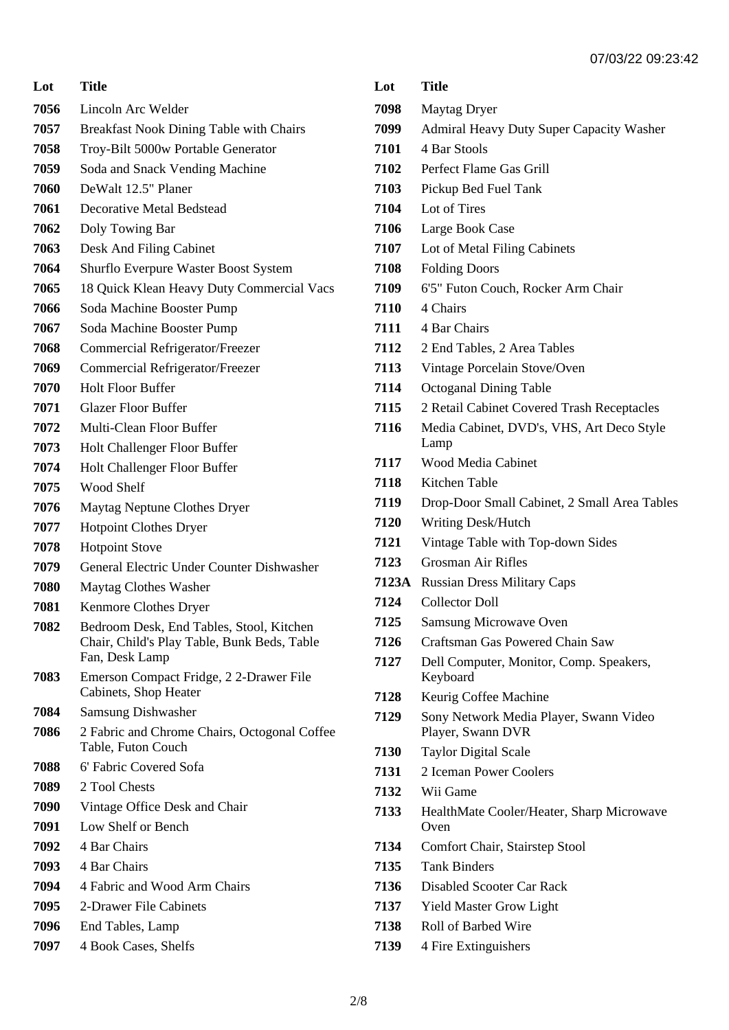| Lot | Title |
| --- | --- |
| 7056 | Lincoln Arc Welder |
| 7057 | Breakfast Nook Dining Table with Chairs |
| 7058 | Troy-Bilt 5000w Portable Generator |
| 7059 | Soda and Snack Vending Machine |
| 7060 | DeWalt 12.5" Planer |
| 7061 | Decorative Metal Bedstead |
| 7062 | Doly Towing Bar |
| 7063 | Desk And Filing Cabinet |
| 7064 | Shurflo Everpure Waster Boost System |
| 7065 | 18 Quick Klean Heavy Duty Commercial Vacs |
| 7066 | Soda Machine Booster Pump |
| 7067 | Soda Machine Booster Pump |
| 7068 | Commercial Refrigerator/Freezer |
| 7069 | Commercial Refrigerator/Freezer |
| 7070 | Holt Floor Buffer |
| 7071 | Glazer Floor Buffer |
| 7072 | Multi-Clean Floor Buffer |
| 7073 | Holt Challenger Floor Buffer |
| 7074 | Holt Challenger Floor Buffer |
| 7075 | Wood Shelf |
| 7076 | Maytag Neptune Clothes Dryer |
| 7077 | Hotpoint Clothes Dryer |
| 7078 | Hotpoint Stove |
| 7079 | General Electric Under Counter Dishwasher |
| 7080 | Maytag Clothes Washer |
| 7081 | Kenmore Clothes Dryer |
| 7082 | Bedroom Desk, End Tables, Stool, Kitchen Chair, Child's Play Table, Bunk Beds, Table Fan, Desk Lamp |
| 7083 | Emerson Compact Fridge, 2 2-Drawer File Cabinets, Shop Heater |
| 7084 | Samsung Dishwasher |
| 7086 | 2 Fabric and Chrome Chairs, Octogonal Coffee Table, Futon Couch |
| 7088 | 6' Fabric Covered Sofa |
| 7089 | 2 Tool Chests |
| 7090 | Vintage Office Desk and Chair |
| 7091 | Low Shelf or Bench |
| 7092 | 4 Bar Chairs |
| 7093 | 4 Bar Chairs |
| 7094 | 4 Fabric and Wood Arm Chairs |
| 7095 | 2-Drawer File Cabinets |
| 7096 | End Tables, Lamp |
| 7097 | 4 Book Cases, Shelfs |
| 7098 | Maytag Dryer |
| 7099 | Admiral Heavy Duty Super Capacity Washer |
| 7101 | 4 Bar Stools |
| 7102 | Perfect Flame Gas Grill |
| 7103 | Pickup Bed Fuel Tank |
| 7104 | Lot of Tires |
| 7106 | Large Book Case |
| 7107 | Lot of Metal Filing Cabinets |
| 7108 | Folding Doors |
| 7109 | 6'5" Futon Couch, Rocker Arm Chair |
| 7110 | 4 Chairs |
| 7111 | 4 Bar Chairs |
| 7112 | 2 End Tables, 2 Area Tables |
| 7113 | Vintage Porcelain Stove/Oven |
| 7114 | Octoganal Dining Table |
| 7115 | 2 Retail Cabinet Covered Trash Receptacles |
| 7116 | Media Cabinet, DVD's, VHS, Art Deco Style Lamp |
| 7117 | Wood Media Cabinet |
| 7118 | Kitchen Table |
| 7119 | Drop-Door Small Cabinet, 2 Small Area Tables |
| 7120 | Writing Desk/Hutch |
| 7121 | Vintage Table with Top-down Sides |
| 7123 | Grosman Air Rifles |
| 7123A | Russian Dress Military Caps |
| 7124 | Collector Doll |
| 7125 | Samsung Microwave Oven |
| 7126 | Craftsman Gas Powered Chain Saw |
| 7127 | Dell Computer, Monitor, Comp. Speakers, Keyboard |
| 7128 | Keurig Coffee Machine |
| 7129 | Sony Network Media Player, Swann Video Player, Swann DVR |
| 7130 | Taylor Digital Scale |
| 7131 | 2 Iceman Power Coolers |
| 7132 | Wii Game |
| 7133 | HealthMate Cooler/Heater, Sharp Microwave Oven |
| 7134 | Comfort Chair, Stairstep Stool |
| 7135 | Tank Binders |
| 7136 | Disabled Scooter Car Rack |
| 7137 | Yield Master Grow Light |
| 7138 | Roll of Barbed Wire |
| 7139 | 4 Fire Extinguishers |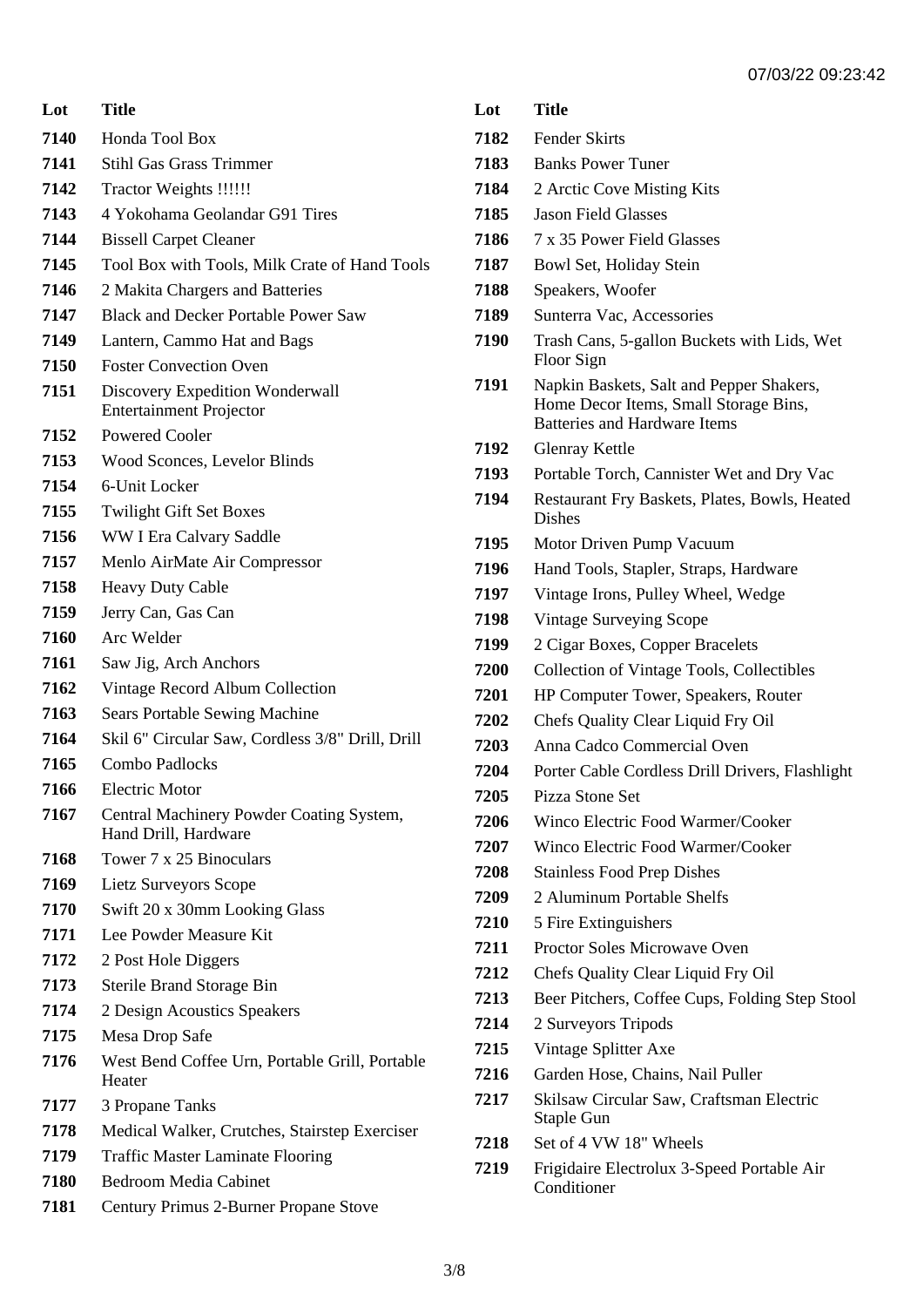| Lot | Title |
| --- | --- |
| 7140 | Honda Tool Box |
| 7141 | Stihl Gas Grass Trimmer |
| 7142 | Tractor Weights !!!!!! |
| 7143 | 4 Yokohama Geolandar G91 Tires |
| 7144 | Bissell Carpet Cleaner |
| 7145 | Tool Box with Tools, Milk Crate of Hand Tools |
| 7146 | 2 Makita Chargers and Batteries |
| 7147 | Black and Decker Portable Power Saw |
| 7149 | Lantern, Cammo Hat and Bags |
| 7150 | Foster Convection Oven |
| 7151 | Discovery Expedition Wonderwall Entertainment Projector |
| 7152 | Powered Cooler |
| 7153 | Wood Sconces, Levelor Blinds |
| 7154 | 6-Unit Locker |
| 7155 | Twilight Gift Set Boxes |
| 7156 | WW I Era Calvary Saddle |
| 7157 | Menlo AirMate Air Compressor |
| 7158 | Heavy Duty Cable |
| 7159 | Jerry Can, Gas Can |
| 7160 | Arc Welder |
| 7161 | Saw Jig, Arch Anchors |
| 7162 | Vintage Record Album Collection |
| 7163 | Sears Portable Sewing Machine |
| 7164 | Skil 6" Circular Saw, Cordless 3/8" Drill, Drill |
| 7165 | Combo Padlocks |
| 7166 | Electric Motor |
| 7167 | Central Machinery Powder Coating System, Hand Drill, Hardware |
| 7168 | Tower 7 x 25 Binoculars |
| 7169 | Lietz Surveyors Scope |
| 7170 | Swift 20 x 30mm Looking Glass |
| 7171 | Lee Powder Measure Kit |
| 7172 | 2 Post Hole Diggers |
| 7173 | Sterile Brand Storage Bin |
| 7174 | 2 Design Acoustics Speakers |
| 7175 | Mesa Drop Safe |
| 7176 | West Bend Coffee Urn, Portable Grill, Portable Heater |
| 7177 | 3 Propane Tanks |
| 7178 | Medical Walker, Crutches, Stairstep Exerciser |
| 7179 | Traffic Master Laminate Flooring |
| 7180 | Bedroom Media Cabinet |
| 7181 | Century Primus 2-Burner Propane Stove |
| 7182 | Fender Skirts |
| 7183 | Banks Power Tuner |
| 7184 | 2 Arctic Cove Misting Kits |
| 7185 | Jason Field Glasses |
| 7186 | 7 x 35 Power Field Glasses |
| 7187 | Bowl Set, Holiday Stein |
| 7188 | Speakers, Woofer |
| 7189 | Sunterra Vac, Accessories |
| 7190 | Trash Cans, 5-gallon Buckets with Lids, Wet Floor Sign |
| 7191 | Napkin Baskets, Salt and Pepper Shakers, Home Decor Items, Small Storage Bins, Batteries and Hardware Items |
| 7192 | Glenray Kettle |
| 7193 | Portable Torch, Cannister Wet and Dry Vac |
| 7194 | Restaurant Fry Baskets, Plates, Bowls, Heated Dishes |
| 7195 | Motor Driven Pump Vacuum |
| 7196 | Hand Tools, Stapler, Straps, Hardware |
| 7197 | Vintage Irons, Pulley Wheel, Wedge |
| 7198 | Vintage Surveying Scope |
| 7199 | 2 Cigar Boxes, Copper Bracelets |
| 7200 | Collection of Vintage Tools, Collectibles |
| 7201 | HP Computer Tower, Speakers, Router |
| 7202 | Chefs Quality Clear Liquid Fry Oil |
| 7203 | Anna Cadco Commercial Oven |
| 7204 | Porter Cable Cordless Drill Drivers, Flashlight |
| 7205 | Pizza Stone Set |
| 7206 | Winco Electric Food Warmer/Cooker |
| 7207 | Winco Electric Food Warmer/Cooker |
| 7208 | Stainless Food Prep Dishes |
| 7209 | 2 Aluminum Portable Shelfs |
| 7210 | 5 Fire Extinguishers |
| 7211 | Proctor Soles Microwave Oven |
| 7212 | Chefs Quality Clear Liquid Fry Oil |
| 7213 | Beer Pitchers, Coffee Cups, Folding Step Stool |
| 7214 | 2 Surveyors Tripods |
| 7215 | Vintage Splitter Axe |
| 7216 | Garden Hose, Chains, Nail Puller |
| 7217 | Skilsaw Circular Saw, Craftsman Electric Staple Gun |
| 7218 | Set of 4 VW 18" Wheels |
| 7219 | Frigidaire Electrolux 3-Speed Portable Air Conditioner |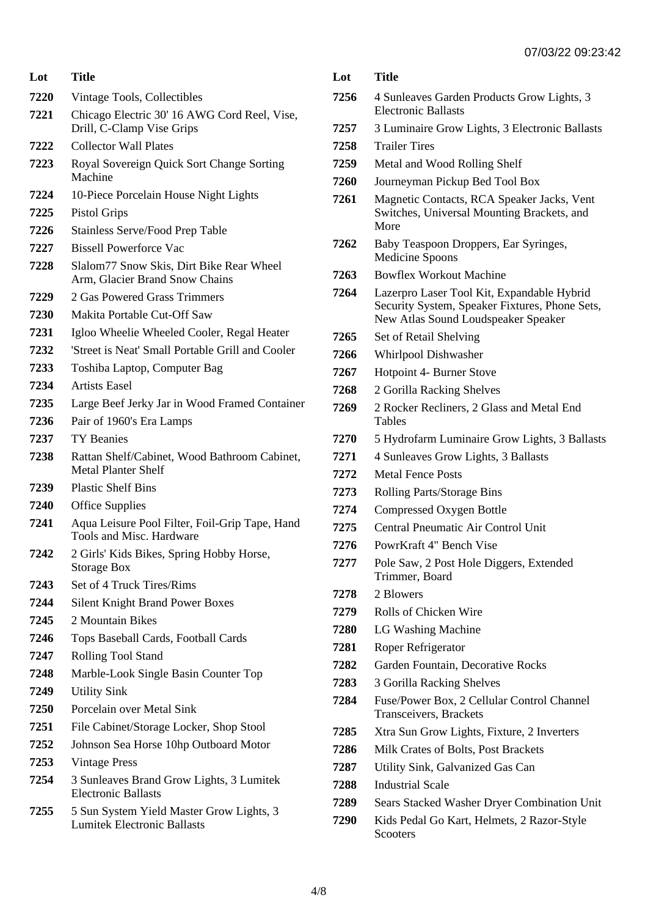| Lot | Title |
| --- | --- |
| 7220 | Vintage Tools, Collectibles |
| 7221 | Chicago Electric 30' 16 AWG Cord Reel, Vise, Drill, C-Clamp Vise Grips |
| 7222 | Collector Wall Plates |
| 7223 | Royal Sovereign Quick Sort Change Sorting Machine |
| 7224 | 10-Piece Porcelain House Night Lights |
| 7225 | Pistol Grips |
| 7226 | Stainless Serve/Food Prep Table |
| 7227 | Bissell Powerforce Vac |
| 7228 | Slalom77 Snow Skis, Dirt Bike Rear Wheel Arm, Glacier Brand Snow Chains |
| 7229 | 2 Gas Powered Grass Trimmers |
| 7230 | Makita Portable Cut-Off Saw |
| 7231 | Igloo Wheelie Wheeled Cooler, Regal Heater |
| 7232 | 'Street is Neat' Small Portable Grill and Cooler |
| 7233 | Toshiba Laptop, Computer Bag |
| 7234 | Artists Easel |
| 7235 | Large Beef Jerky Jar in Wood Framed Container |
| 7236 | Pair of 1960's Era Lamps |
| 7237 | TY Beanies |
| 7238 | Rattan Shelf/Cabinet, Wood Bathroom Cabinet, Metal Planter Shelf |
| 7239 | Plastic Shelf Bins |
| 7240 | Office Supplies |
| 7241 | Aqua Leisure Pool Filter, Foil-Grip Tape, Hand Tools and Misc. Hardware |
| 7242 | 2 Girls' Kids Bikes, Spring Hobby Horse, Storage Box |
| 7243 | Set of 4 Truck Tires/Rims |
| 7244 | Silent Knight Brand Power Boxes |
| 7245 | 2 Mountain Bikes |
| 7246 | Tops Baseball Cards, Football Cards |
| 7247 | Rolling Tool Stand |
| 7248 | Marble-Look Single Basin Counter Top |
| 7249 | Utility Sink |
| 7250 | Porcelain over Metal Sink |
| 7251 | File Cabinet/Storage Locker, Shop Stool |
| 7252 | Johnson Sea Horse 10hp Outboard Motor |
| 7253 | Vintage Press |
| 7254 | 3 Sunleaves Brand Grow Lights, 3 Lumitek Electronic Ballasts |
| 7255 | 5 Sun System Yield Master Grow Lights, 3 Lumitek Electronic Ballasts |
| 7256 | 4 Sunleaves Garden Products Grow Lights, 3 Electronic Ballasts |
| 7257 | 3 Luminaire Grow Lights, 3 Electronic Ballasts |
| 7258 | Trailer Tires |
| 7259 | Metal and Wood Rolling Shelf |
| 7260 | Journeyman Pickup Bed Tool Box |
| 7261 | Magnetic Contacts, RCA Speaker Jacks, Vent Switches, Universal Mounting Brackets, and More |
| 7262 | Baby Teaspoon Droppers, Ear Syringes, Medicine Spoons |
| 7263 | Bowflex Workout Machine |
| 7264 | Lazerpro Laser Tool Kit, Expandable Hybrid Security System, Speaker Fixtures, Phone Sets, New Atlas Sound Loudspeaker Speaker |
| 7265 | Set of Retail Shelving |
| 7266 | Whirlpool Dishwasher |
| 7267 | Hotpoint 4- Burner Stove |
| 7268 | 2 Gorilla Racking Shelves |
| 7269 | 2 Rocker Recliners, 2 Glass and Metal End Tables |
| 7270 | 5 Hydrofarm Luminaire Grow Lights, 3 Ballasts |
| 7271 | 4 Sunleaves Grow Lights, 3 Ballasts |
| 7272 | Metal Fence Posts |
| 7273 | Rolling Parts/Storage Bins |
| 7274 | Compressed Oxygen Bottle |
| 7275 | Central Pneumatic Air Control Unit |
| 7276 | PowrKraft 4" Bench Vise |
| 7277 | Pole Saw, 2 Post Hole Diggers, Extended Trimmer, Board |
| 7278 | 2 Blowers |
| 7279 | Rolls of Chicken Wire |
| 7280 | LG Washing Machine |
| 7281 | Roper Refrigerator |
| 7282 | Garden Fountain, Decorative Rocks |
| 7283 | 3 Gorilla Racking Shelves |
| 7284 | Fuse/Power Box, 2 Cellular Control Channel Transceivers, Brackets |
| 7285 | Xtra Sun Grow Lights, Fixture, 2 Inverters |
| 7286 | Milk Crates of Bolts, Post Brackets |
| 7287 | Utility Sink, Galvanized Gas Can |
| 7288 | Industrial Scale |
| 7289 | Sears Stacked Washer Dryer Combination Unit |
| 7290 | Kids Pedal Go Kart, Helmets, 2 Razor-Style Scooters |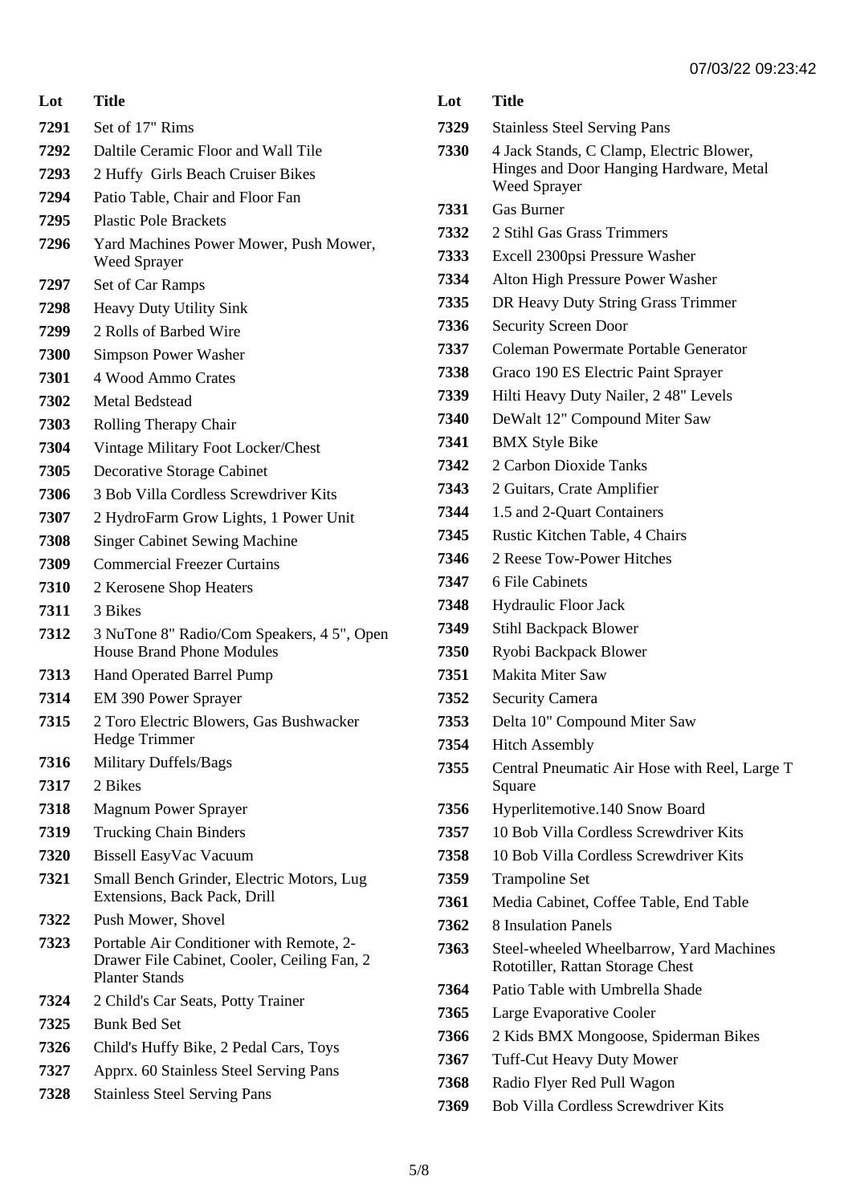| Lot | Title |
|---|---|
| 7291 | Set of 17" Rims |
| 7292 | Daltile Ceramic Floor and Wall Tile |
| 7293 | 2 Huffy Girls Beach Cruiser Bikes |
| 7294 | Patio Table, Chair and Floor Fan |
| 7295 | Plastic Pole Brackets |
| 7296 | Yard Machines Power Mower, Push Mower, Weed Sprayer |
| 7297 | Set of Car Ramps |
| 7298 | Heavy Duty Utility Sink |
| 7299 | 2 Rolls of Barbed Wire |
| 7300 | Simpson Power Washer |
| 7301 | 4 Wood Ammo Crates |
| 7302 | Metal Bedstead |
| 7303 | Rolling Therapy Chair |
| 7304 | Vintage Military Foot Locker/Chest |
| 7305 | Decorative Storage Cabinet |
| 7306 | 3 Bob Villa Cordless Screwdriver Kits |
| 7307 | 2 HydroFarm Grow Lights, 1 Power Unit |
| 7308 | Singer Cabinet Sewing Machine |
| 7309 | Commercial Freezer Curtains |
| 7310 | 2 Kerosene Shop Heaters |
| 7311 | 3 Bikes |
| 7312 | 3 NuTone 8" Radio/Com Speakers, 4 5", Open House Brand Phone Modules |
| 7313 | Hand Operated Barrel Pump |
| 7314 | EM 390 Power Sprayer |
| 7315 | 2 Toro Electric Blowers, Gas Bushwacker Hedge Trimmer |
| 7316 | Military Duffels/Bags |
| 7317 | 2 Bikes |
| 7318 | Magnum Power Sprayer |
| 7319 | Trucking Chain Binders |
| 7320 | Bissell EasyVac Vacuum |
| 7321 | Small Bench Grinder, Electric Motors, Lug Extensions, Back Pack, Drill |
| 7322 | Push Mower, Shovel |
| 7323 | Portable Air Conditioner with Remote, 2-Drawer File Cabinet, Cooler, Ceiling Fan, 2 Planter Stands |
| 7324 | 2 Child's Car Seats, Potty Trainer |
| 7325 | Bunk Bed Set |
| 7326 | Child's Huffy Bike, 2 Pedal Cars, Toys |
| 7327 | Apprx. 60 Stainless Steel Serving Pans |
| 7328 | Stainless Steel Serving Pans |
| 7329 | Stainless Steel Serving Pans |
| 7330 | 4 Jack Stands, C Clamp, Electric Blower, Hinges and Door Hanging Hardware, Metal Weed Sprayer |
| 7331 | Gas Burner |
| 7332 | 2 Stihl Gas Grass Trimmers |
| 7333 | Excell 2300psi Pressure Washer |
| 7334 | Alton High Pressure Power Washer |
| 7335 | DR Heavy Duty String Grass Trimmer |
| 7336 | Security Screen Door |
| 7337 | Coleman Powermate Portable Generator |
| 7338 | Graco 190 ES Electric Paint Sprayer |
| 7339 | Hilti Heavy Duty Nailer, 2 48" Levels |
| 7340 | DeWalt 12" Compound Miter Saw |
| 7341 | BMX Style Bike |
| 7342 | 2 Carbon Dioxide Tanks |
| 7343 | 2 Guitars, Crate Amplifier |
| 7344 | 1.5 and 2-Quart Containers |
| 7345 | Rustic Kitchen Table, 4 Chairs |
| 7346 | 2 Reese Tow-Power Hitches |
| 7347 | 6 File Cabinets |
| 7348 | Hydraulic Floor Jack |
| 7349 | Stihl Backpack Blower |
| 7350 | Ryobi Backpack Blower |
| 7351 | Makita Miter Saw |
| 7352 | Security Camera |
| 7353 | Delta 10" Compound Miter Saw |
| 7354 | Hitch Assembly |
| 7355 | Central Pneumatic Air Hose with Reel, Large T Square |
| 7356 | Hyperlitemotive.140 Snow Board |
| 7357 | 10 Bob Villa Cordless Screwdriver Kits |
| 7358 | 10 Bob Villa Cordless Screwdriver Kits |
| 7359 | Trampoline Set |
| 7361 | Media Cabinet, Coffee Table, End Table |
| 7362 | 8 Insulation Panels |
| 7363 | Steel-wheeled Wheelbarrow, Yard Machines Rototiller, Rattan Storage Chest |
| 7364 | Patio Table with Umbrella Shade |
| 7365 | Large Evaporative Cooler |
| 7366 | 2 Kids BMX Mongoose, Spiderman Bikes |
| 7367 | Tuff-Cut Heavy Duty Mower |
| 7368 | Radio Flyer Red Pull Wagon |
| 7369 | Bob Villa Cordless Screwdriver Kits |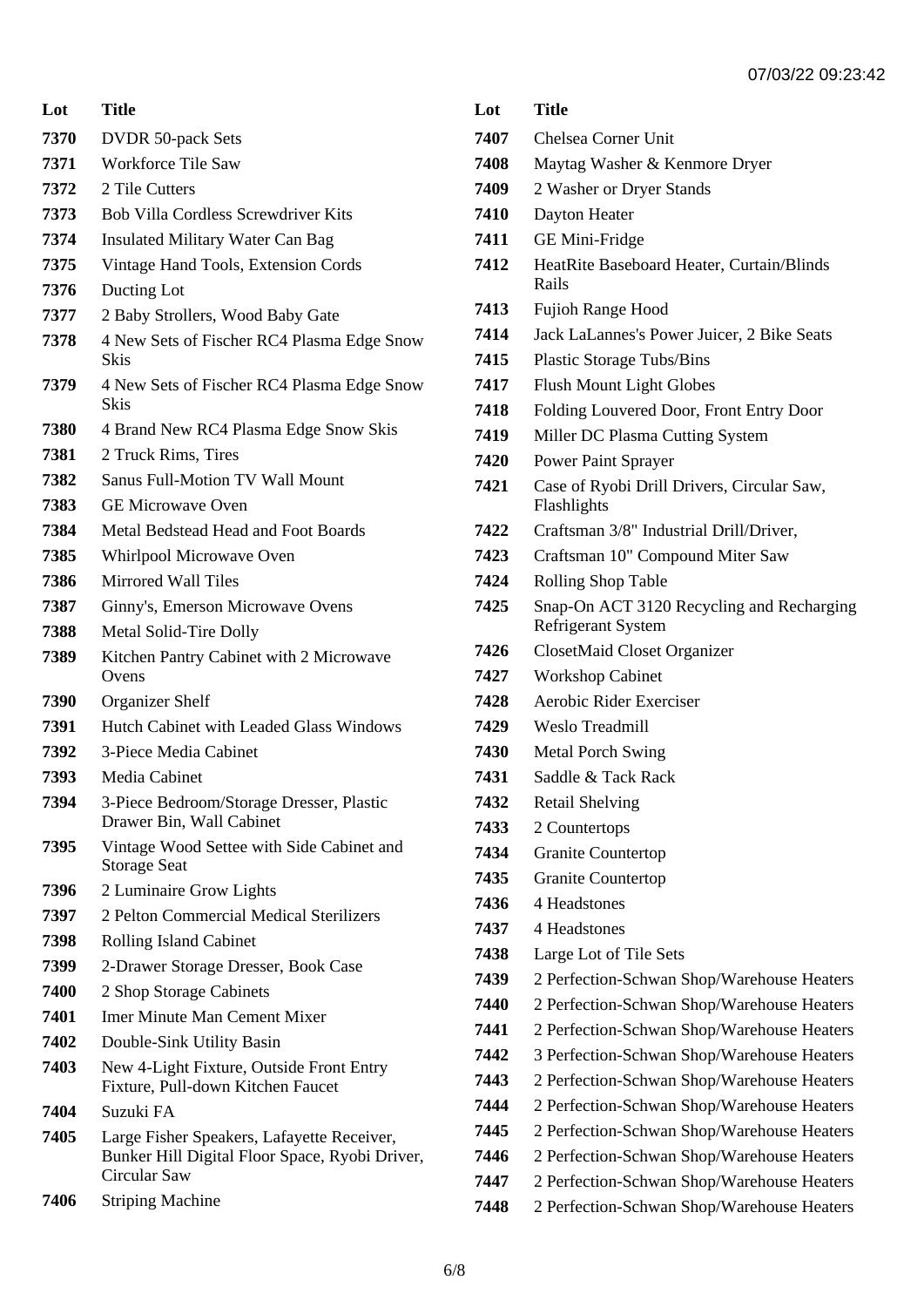07/03/22 09:23:42

| Lot | Title |
|---|---|
| 7370 | DVDR 50-pack Sets |
| 7371 | Workforce Tile Saw |
| 7372 | 2 Tile Cutters |
| 7373 | Bob Villa Cordless Screwdriver Kits |
| 7374 | Insulated Military Water Can Bag |
| 7375 | Vintage Hand Tools, Extension Cords |
| 7376 | Ducting Lot |
| 7377 | 2 Baby Strollers, Wood Baby Gate |
| 7378 | 4 New Sets of Fischer RC4 Plasma Edge Snow Skis |
| 7379 | 4 New Sets of Fischer RC4 Plasma Edge Snow Skis |
| 7380 | 4 Brand New RC4 Plasma Edge Snow Skis |
| 7381 | 2 Truck Rims, Tires |
| 7382 | Sanus Full-Motion TV Wall Mount |
| 7383 | GE Microwave Oven |
| 7384 | Metal Bedstead Head and Foot Boards |
| 7385 | Whirlpool Microwave Oven |
| 7386 | Mirrored Wall Tiles |
| 7387 | Ginny's, Emerson Microwave Ovens |
| 7388 | Metal Solid-Tire Dolly |
| 7389 | Kitchen Pantry Cabinet with 2 Microwave Ovens |
| 7390 | Organizer Shelf |
| 7391 | Hutch Cabinet with Leaded Glass Windows |
| 7392 | 3-Piece Media Cabinet |
| 7393 | Media Cabinet |
| 7394 | 3-Piece Bedroom/Storage Dresser, Plastic Drawer Bin, Wall Cabinet |
| 7395 | Vintage Wood Settee with Side Cabinet and Storage Seat |
| 7396 | 2 Luminaire Grow Lights |
| 7397 | 2 Pelton Commercial Medical Sterilizers |
| 7398 | Rolling Island Cabinet |
| 7399 | 2-Drawer Storage Dresser, Book Case |
| 7400 | 2 Shop Storage Cabinets |
| 7401 | Imer Minute Man Cement Mixer |
| 7402 | Double-Sink Utility Basin |
| 7403 | New 4-Light Fixture, Outside Front Entry Fixture, Pull-down Kitchen Faucet |
| 7404 | Suzuki FA |
| 7405 | Large Fisher Speakers, Lafayette Receiver, Bunker Hill Digital Floor Space, Ryobi Driver, Circular Saw |
| 7406 | Striping Machine |
| 7407 | Chelsea Corner Unit |
| 7408 | Maytag Washer & Kenmore Dryer |
| 7409 | 2 Washer or Dryer Stands |
| 7410 | Dayton Heater |
| 7411 | GE Mini-Fridge |
| 7412 | HeatRite Baseboard Heater, Curtain/Blinds Rails |
| 7413 | Fujioh Range Hood |
| 7414 | Jack LaLannes's Power Juicer, 2 Bike Seats |
| 7415 | Plastic Storage Tubs/Bins |
| 7417 | Flush Mount Light Globes |
| 7418 | Folding Louvered Door, Front Entry Door |
| 7419 | Miller DC Plasma Cutting System |
| 7420 | Power Paint Sprayer |
| 7421 | Case of Ryobi Drill Drivers, Circular Saw, Flashlights |
| 7422 | Craftsman 3/8" Industrial Drill/Driver, |
| 7423 | Craftsman 10" Compound Miter Saw |
| 7424 | Rolling Shop Table |
| 7425 | Snap-On ACT 3120 Recycling and Recharging Refrigerant System |
| 7426 | ClosetMaid Closet Organizer |
| 7427 | Workshop Cabinet |
| 7428 | Aerobic Rider Exerciser |
| 7429 | Weslo Treadmill |
| 7430 | Metal Porch Swing |
| 7431 | Saddle & Tack Rack |
| 7432 | Retail Shelving |
| 7433 | 2 Countertops |
| 7434 | Granite Countertop |
| 7435 | Granite Countertop |
| 7436 | 4 Headstones |
| 7437 | 4 Headstones |
| 7438 | Large Lot of Tile Sets |
| 7439 | 2 Perfection-Schwan Shop/Warehouse Heaters |
| 7440 | 2 Perfection-Schwan Shop/Warehouse Heaters |
| 7441 | 2 Perfection-Schwan Shop/Warehouse Heaters |
| 7442 | 3 Perfection-Schwan Shop/Warehouse Heaters |
| 7443 | 2 Perfection-Schwan Shop/Warehouse Heaters |
| 7444 | 2 Perfection-Schwan Shop/Warehouse Heaters |
| 7445 | 2 Perfection-Schwan Shop/Warehouse Heaters |
| 7446 | 2 Perfection-Schwan Shop/Warehouse Heaters |
| 7447 | 2 Perfection-Schwan Shop/Warehouse Heaters |
| 7448 | 2 Perfection-Schwan Shop/Warehouse Heaters |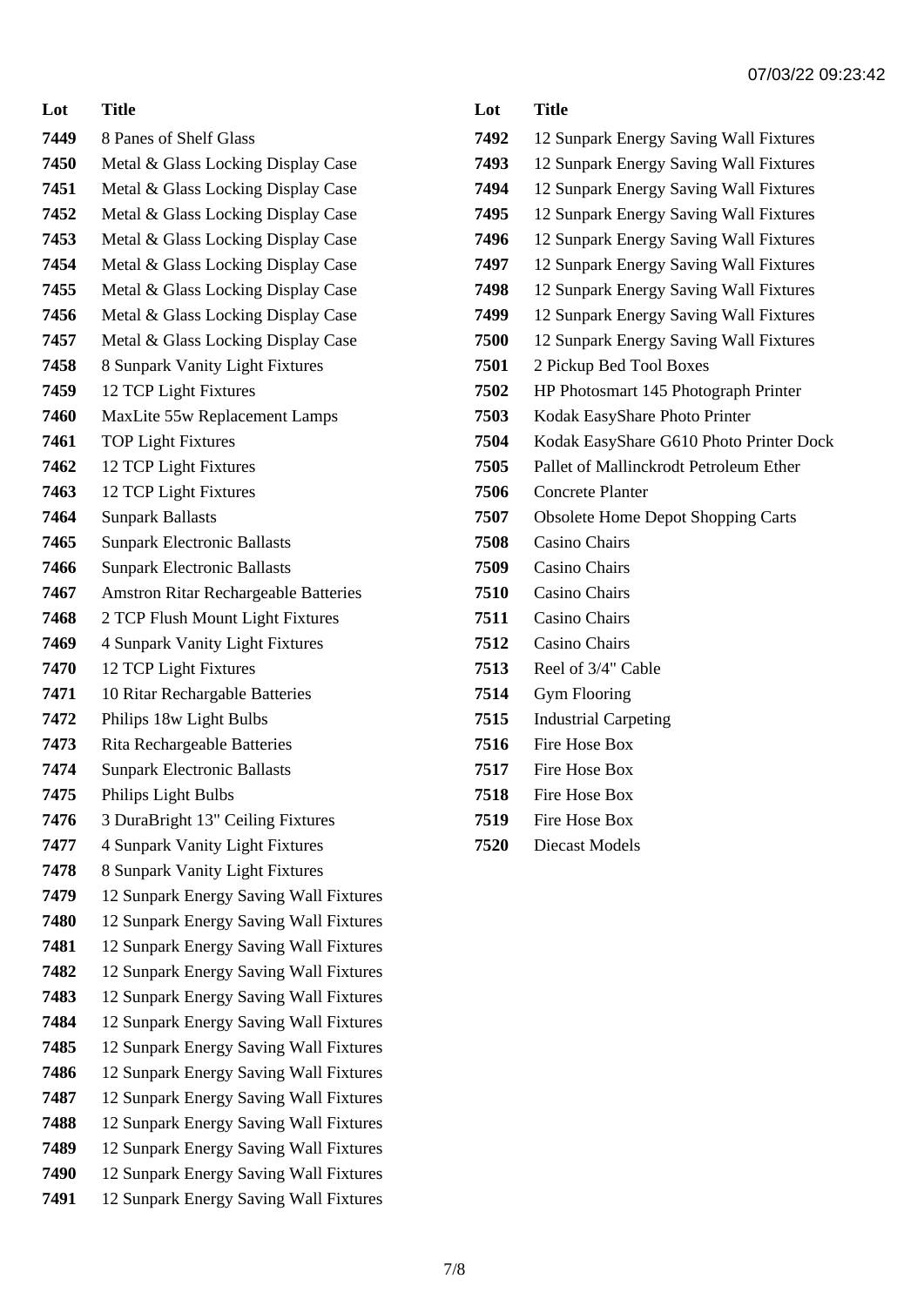| Lot | Title |
| --- | --- |
| 7449 | 8 Panes of Shelf Glass |
| 7450 | Metal & Glass Locking Display Case |
| 7451 | Metal & Glass Locking Display Case |
| 7452 | Metal & Glass Locking Display Case |
| 7453 | Metal & Glass Locking Display Case |
| 7454 | Metal & Glass Locking Display Case |
| 7455 | Metal & Glass Locking Display Case |
| 7456 | Metal & Glass Locking Display Case |
| 7457 | Metal & Glass Locking Display Case |
| 7458 | 8 Sunpark Vanity Light Fixtures |
| 7459 | 12 TCP Light Fixtures |
| 7460 | MaxLite 55w Replacement Lamps |
| 7461 | TOP Light Fixtures |
| 7462 | 12 TCP Light Fixtures |
| 7463 | 12 TCP Light Fixtures |
| 7464 | Sunpark Ballasts |
| 7465 | Sunpark Electronic Ballasts |
| 7466 | Sunpark Electronic Ballasts |
| 7467 | Amstron Ritar Rechargeable Batteries |
| 7468 | 2 TCP Flush Mount Light Fixtures |
| 7469 | 4 Sunpark Vanity Light Fixtures |
| 7470 | 12 TCP Light Fixtures |
| 7471 | 10 Ritar Rechargable Batteries |
| 7472 | Philips 18w Light Bulbs |
| 7473 | Rita Rechargeable Batteries |
| 7474 | Sunpark Electronic Ballasts |
| 7475 | Philips Light Bulbs |
| 7476 | 3 DuraBright 13" Ceiling Fixtures |
| 7477 | 4 Sunpark Vanity Light Fixtures |
| 7478 | 8 Sunpark Vanity Light Fixtures |
| 7479 | 12 Sunpark Energy Saving Wall Fixtures |
| 7480 | 12 Sunpark Energy Saving Wall Fixtures |
| 7481 | 12 Sunpark Energy Saving Wall Fixtures |
| 7482 | 12 Sunpark Energy Saving Wall Fixtures |
| 7483 | 12 Sunpark Energy Saving Wall Fixtures |
| 7484 | 12 Sunpark Energy Saving Wall Fixtures |
| 7485 | 12 Sunpark Energy Saving Wall Fixtures |
| 7486 | 12 Sunpark Energy Saving Wall Fixtures |
| 7487 | 12 Sunpark Energy Saving Wall Fixtures |
| 7488 | 12 Sunpark Energy Saving Wall Fixtures |
| 7489 | 12 Sunpark Energy Saving Wall Fixtures |
| 7490 | 12 Sunpark Energy Saving Wall Fixtures |
| 7491 | 12 Sunpark Energy Saving Wall Fixtures |
| 7492 | 12 Sunpark Energy Saving Wall Fixtures |
| 7493 | 12 Sunpark Energy Saving Wall Fixtures |
| 7494 | 12 Sunpark Energy Saving Wall Fixtures |
| 7495 | 12 Sunpark Energy Saving Wall Fixtures |
| 7496 | 12 Sunpark Energy Saving Wall Fixtures |
| 7497 | 12 Sunpark Energy Saving Wall Fixtures |
| 7498 | 12 Sunpark Energy Saving Wall Fixtures |
| 7499 | 12 Sunpark Energy Saving Wall Fixtures |
| 7500 | 12 Sunpark Energy Saving Wall Fixtures |
| 7501 | 2 Pickup Bed Tool Boxes |
| 7502 | HP Photosmart 145 Photograph Printer |
| 7503 | Kodak EasyShare Photo Printer |
| 7504 | Kodak EasyShare G610 Photo Printer Dock |
| 7505 | Pallet of Mallinckrodt Petroleum Ether |
| 7506 | Concrete Planter |
| 7507 | Obsolete Home Depot Shopping Carts |
| 7508 | Casino Chairs |
| 7509 | Casino Chairs |
| 7510 | Casino Chairs |
| 7511 | Casino Chairs |
| 7512 | Casino Chairs |
| 7513 | Reel of 3/4" Cable |
| 7514 | Gym Flooring |
| 7515 | Industrial Carpeting |
| 7516 | Fire Hose Box |
| 7517 | Fire Hose Box |
| 7518 | Fire Hose Box |
| 7519 | Fire Hose Box |
| 7520 | Diecast Models |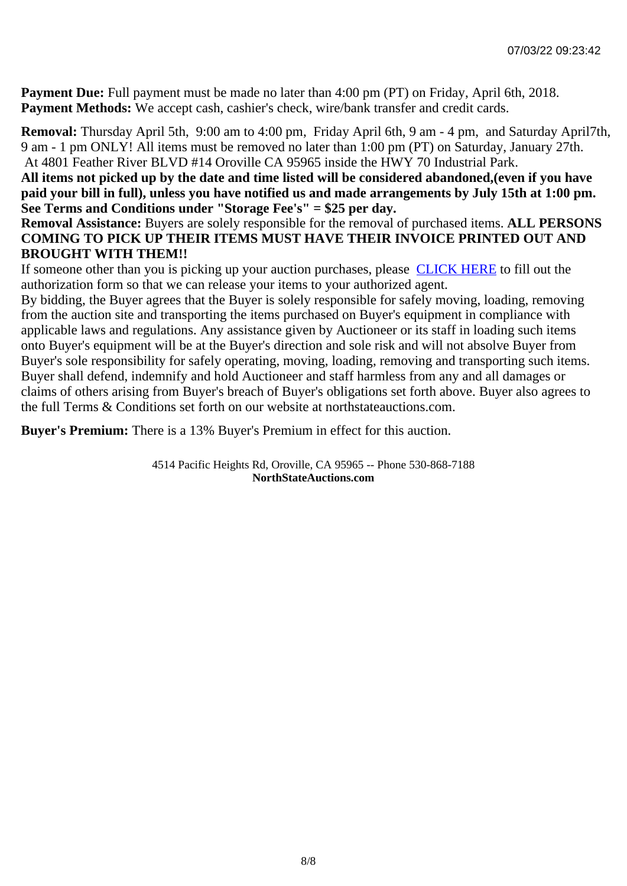**Payment Due:** Full payment must be made no later than 4:00 pm (PT) on Friday, April 6th, 2018.
**Payment Methods:** We accept cash, cashier's check, wire/bank transfer and credit cards.

**Removal:** Thursday April 5th, 9:00 am to 4:00 pm, Friday April 6th, 9 am - 4 pm, and Saturday April7th, 9 am - 1 pm ONLY! All items must be removed no later than 1:00 pm (PT) on Saturday, January 27th. At 4801 Feather River BLVD #14 Oroville CA 95965 inside the HWY 70 Industrial Park.
**All items not picked up by the date and time listed will be considered abandoned,(even if you have paid your bill in full), unless you have notified us and made arrangements by July 15th at 1:00 pm. See Terms and Conditions under "Storage Fee's" = $25 per day.**
**Removal Assistance:** Buyers are solely responsible for the removal of purchased items. **ALL PERSONS COMING TO PICK UP THEIR ITEMS MUST HAVE THEIR INVOICE PRINTED OUT AND BROUGHT WITH THEM!!**
If someone other than you is picking up your auction purchases, please CLICK HERE to fill out the authorization form so that we can release your items to your authorized agent.
By bidding, the Buyer agrees that the Buyer is solely responsible for safely moving, loading, removing from the auction site and transporting the items purchased on Buyer's equipment in compliance with applicable laws and regulations. Any assistance given by Auctioneer or its staff in loading such items onto Buyer's equipment will be at the Buyer's direction and sole risk and will not absolve Buyer from Buyer's sole responsibility for safely operating, moving, loading, removing and transporting such items. Buyer shall defend, indemnify and hold Auctioneer and staff harmless from any and all damages or claims of others arising from Buyer's breach of Buyer's obligations set forth above. Buyer also agrees to the full Terms & Conditions set forth on our website at northstateauctions.com.

**Buyer's Premium:** There is a 13% Buyer's Premium in effect for this auction.

4514 Pacific Heights Rd, Oroville, CA 95965 -- Phone 530-868-7188
**NorthStateAuctions.com**